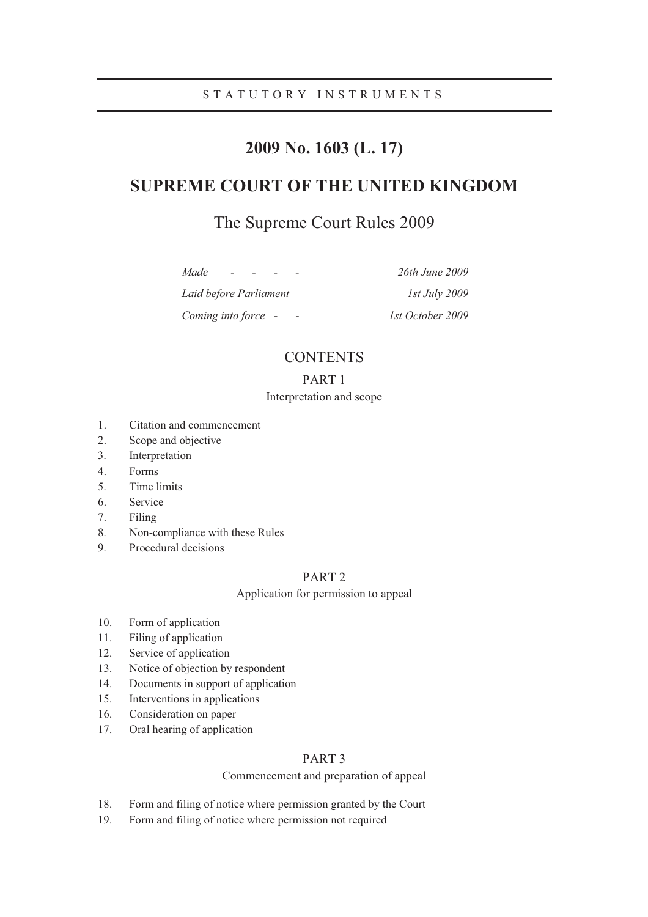STATUTORY INSTRUMENTS

# 2009 No. 1603 (L. 17)

# SUPREME COURT OF THE UNITED KINGDOM

## The Supreme Court Rules 2009

| | |
|---|---|
| *Made - - - -* | *26th June 2009* |
| *Laid before Parliament* | *1st July 2009* |
| *Coming into force - -* | *1st October 2009* |

## CONTENTS

### PART 1

Interpretation and scope

1. Citation and commencement
2. Scope and objective
3. Interpretation
4. Forms
5. Time limits
6. Service
7. Filing
8. Non-compliance with these Rules
9. Procedural decisions

### PART 2

Application for permission to appeal

10. Form of application
11. Filing of application
12. Service of application
13. Notice of objection by respondent
14. Documents in support of application
15. Interventions in applications
16. Consideration on paper
17. Oral hearing of application

### PART 3

Commencement and preparation of appeal

18. Form and filing of notice where permission granted by the Court
19. Form and filing of notice where permission not required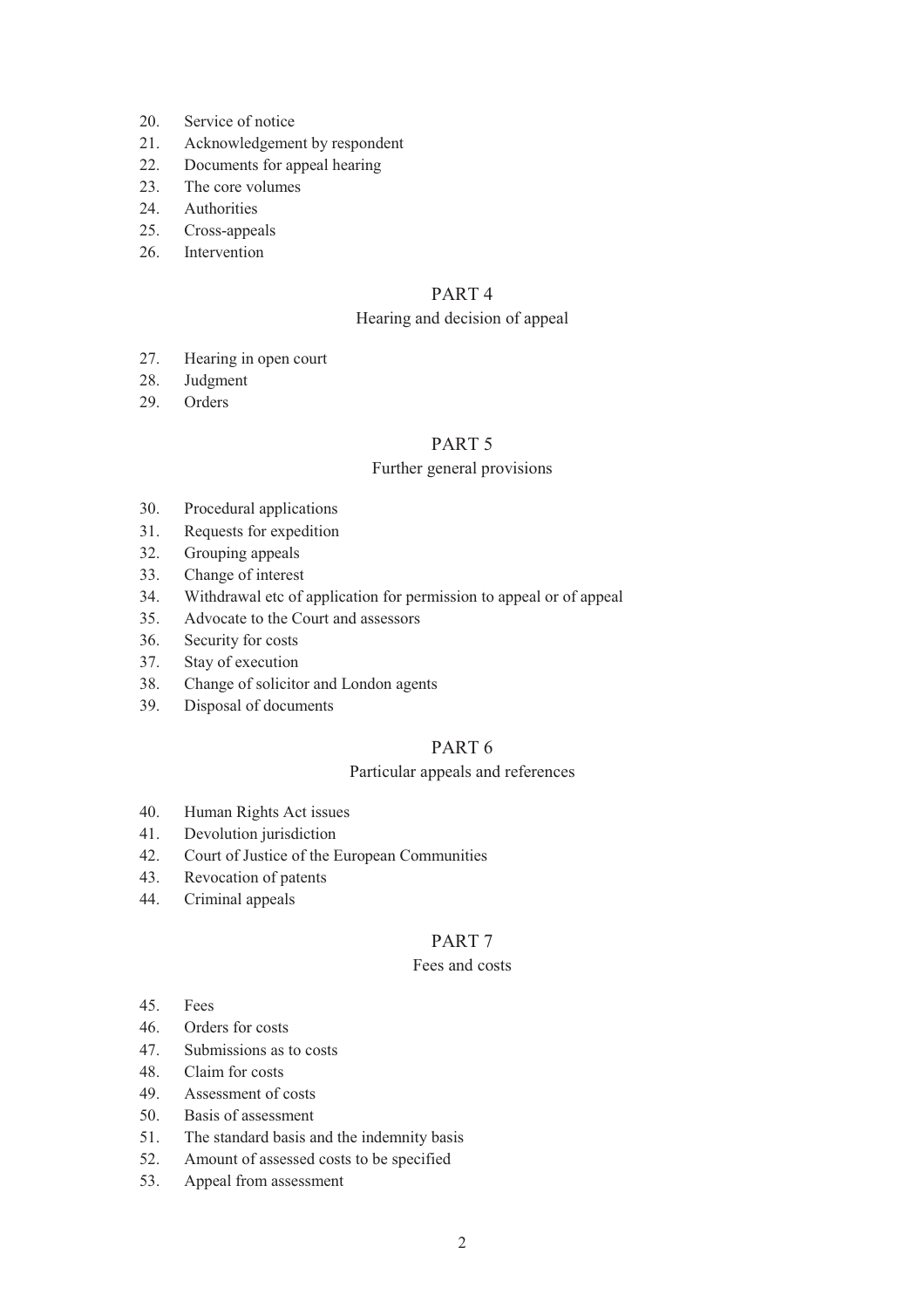20. Service of notice
21. Acknowledgement by respondent
22. Documents for appeal hearing
23. The core volumes
24. Authorities
25. Cross-appeals
26. Intervention

## PART 4

### Hearing and decision of appeal

27. Hearing in open court
28. Judgment
29. Orders

## PART 5

### Further general provisions

30. Procedural applications
31. Requests for expedition
32. Grouping appeals
33. Change of interest
34. Withdrawal etc of application for permission to appeal or of appeal
35. Advocate to the Court and assessors
36. Security for costs
37. Stay of execution
38. Change of solicitor and London agents
39. Disposal of documents

## PART 6

### Particular appeals and references

40. Human Rights Act issues
41. Devolution jurisdiction
42. Court of Justice of the European Communities
43. Revocation of patents
44. Criminal appeals

## PART 7

### Fees and costs

45. Fees
46. Orders for costs
47. Submissions as to costs
48. Claim for costs
49. Assessment of costs
50. Basis of assessment
51. The standard basis and the indemnity basis
52. Amount of assessed costs to be specified
53. Appeal from assessment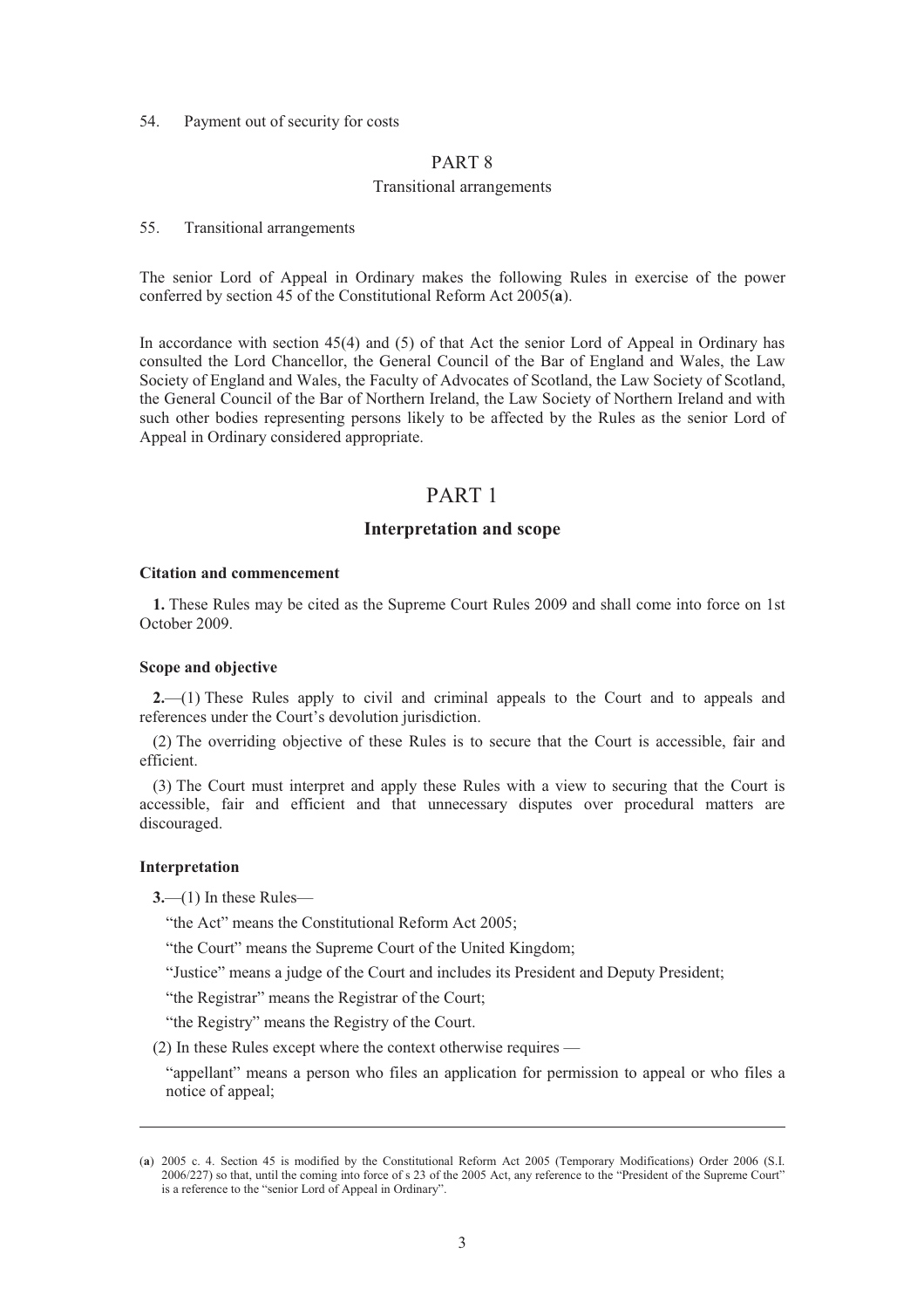54. Payment out of security for costs

PART 8

Transitional arrangements

55. Transitional arrangements

The senior Lord of Appeal in Ordinary makes the following Rules in exercise of the power conferred by section 45 of the Constitutional Reform Act 2005(**a**).

In accordance with section 45(4) and (5) of that Act the senior Lord of Appeal in Ordinary has consulted the Lord Chancellor, the General Council of the Bar of England and Wales, the Law Society of England and Wales, the Faculty of Advocates of Scotland, the Law Society of Scotland, the General Council of the Bar of Northern Ireland, the Law Society of Northern Ireland and with such other bodies representing persons likely to be affected by the Rules as the senior Lord of Appeal in Ordinary considered appropriate.

# PART 1

## Interpretation and scope

### Citation and commencement

**1.** These Rules may be cited as the Supreme Court Rules 2009 and shall come into force on 1st October 2009.

### Scope and objective

**2.**—(1) These Rules apply to civil and criminal appeals to the Court and to appeals and references under the Court's devolution jurisdiction.

(2) The overriding objective of these Rules is to secure that the Court is accessible, fair and efficient.

(3) The Court must interpret and apply these Rules with a view to securing that the Court is accessible, fair and efficient and that unnecessary disputes over procedural matters are discouraged.

### Interpretation

**3.**—(1) In these Rules—

"the Act" means the Constitutional Reform Act 2005;

"the Court" means the Supreme Court of the United Kingdom;

"Justice" means a judge of the Court and includes its President and Deputy President;

"the Registrar" means the Registrar of the Court;

"the Registry" means the Registry of the Court.

(2) In these Rules except where the context otherwise requires —

"appellant" means a person who files an application for permission to appeal or who files a notice of appeal;

---

(**a**) 2005 c. 4. Section 45 is modified by the Constitutional Reform Act 2005 (Temporary Modifications) Order 2006 (S.I. 2006/227) so that, until the coming into force of s 23 of the 2005 Act, any reference to the "President of the Supreme Court" is a reference to the "senior Lord of Appeal in Ordinary".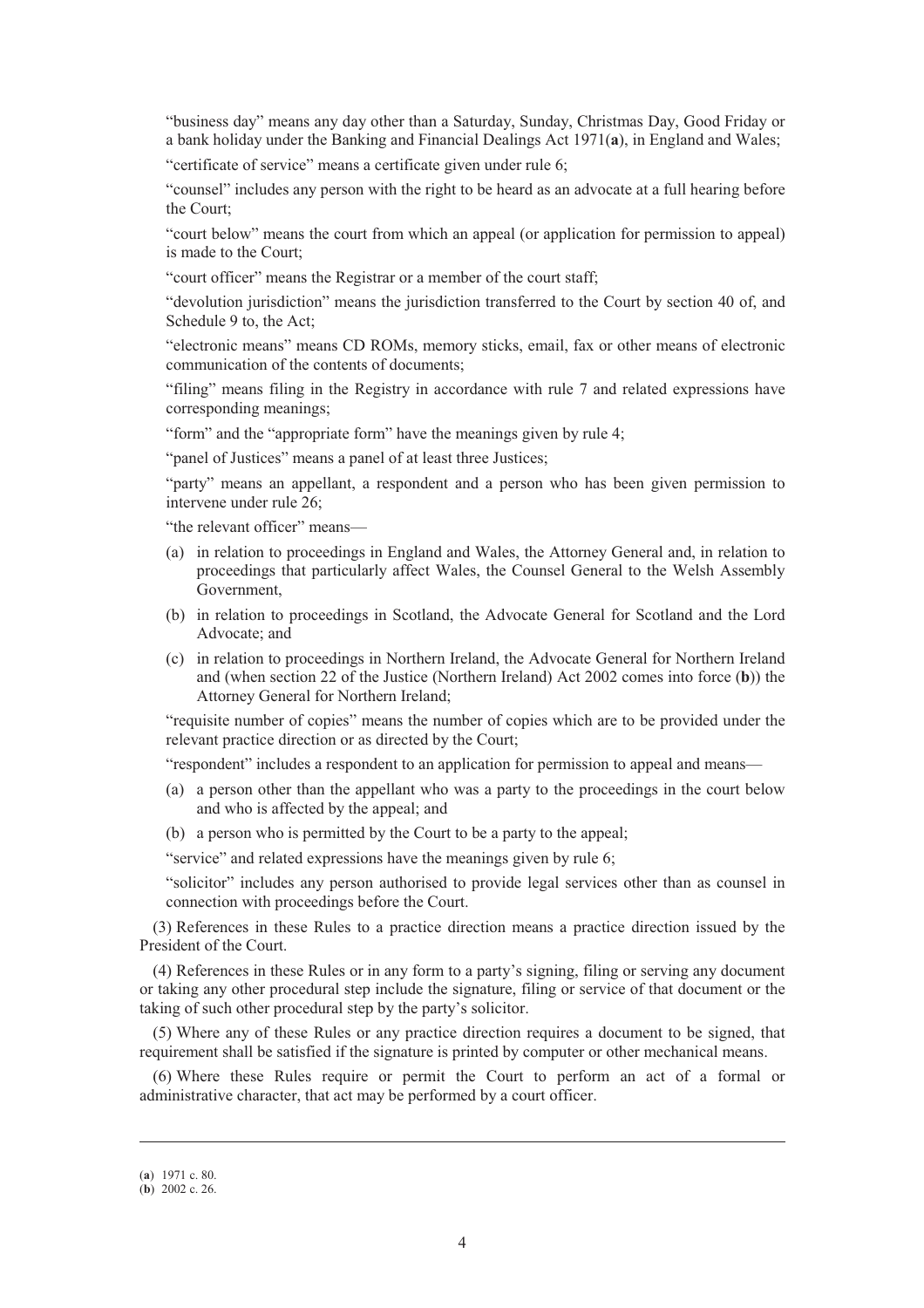"business day" means any day other than a Saturday, Sunday, Christmas Day, Good Friday or a bank holiday under the Banking and Financial Dealings Act 1971(**a**), in England and Wales;

"certificate of service" means a certificate given under rule 6;

"counsel" includes any person with the right to be heard as an advocate at a full hearing before the Court;

"court below" means the court from which an appeal (or application for permission to appeal) is made to the Court;

"court officer" means the Registrar or a member of the court staff;

"devolution jurisdiction" means the jurisdiction transferred to the Court by section 40 of, and Schedule 9 to, the Act;

"electronic means" means CD ROMs, memory sticks, email, fax or other means of electronic communication of the contents of documents;

"filing" means filing in the Registry in accordance with rule 7 and related expressions have corresponding meanings;

"form" and the "appropriate form" have the meanings given by rule 4;

"panel of Justices" means a panel of at least three Justices;

"party" means an appellant, a respondent and a person who has been given permission to intervene under rule 26;

"the relevant officer" means—

(a) in relation to proceedings in England and Wales, the Attorney General and, in relation to proceedings that particularly affect Wales, the Counsel General to the Welsh Assembly Government,

(b) in relation to proceedings in Scotland, the Advocate General for Scotland and the Lord Advocate; and

(c) in relation to proceedings in Northern Ireland, the Advocate General for Northern Ireland and (when section 22 of the Justice (Northern Ireland) Act 2002 comes into force (**b**)) the Attorney General for Northern Ireland;

"requisite number of copies" means the number of copies which are to be provided under the relevant practice direction or as directed by the Court;

"respondent" includes a respondent to an application for permission to appeal and means—

(a) a person other than the appellant who was a party to the proceedings in the court below and who is affected by the appeal; and

(b) a person who is permitted by the Court to be a party to the appeal;

"service" and related expressions have the meanings given by rule 6;

"solicitor" includes any person authorised to provide legal services other than as counsel in connection with proceedings before the Court.

(3) References in these Rules to a practice direction means a practice direction issued by the President of the Court.

(4) References in these Rules or in any form to a party's signing, filing or serving any document or taking any other procedural step include the signature, filing or service of that document or the taking of such other procedural step by the party's solicitor.

(5) Where any of these Rules or any practice direction requires a document to be signed, that requirement shall be satisfied if the signature is printed by computer or other mechanical means.

(6) Where these Rules require or permit the Court to perform an act of a formal or administrative character, that act may be performed by a court officer.

---

(**a**) 1971 c. 80.
(**b**) 2002 c. 26.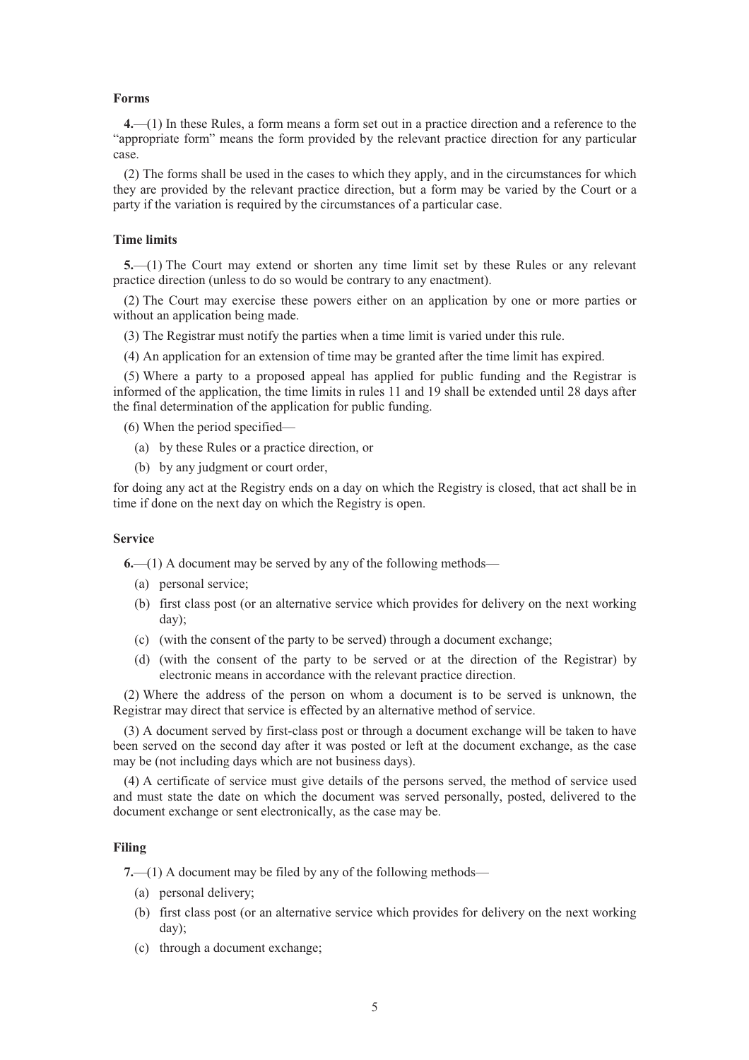### Forms

**4.**—(1) In these Rules, a form means a form set out in a practice direction and a reference to the "appropriate form" means the form provided by the relevant practice direction for any particular case.

(2) The forms shall be used in the cases to which they apply, and in the circumstances for which they are provided by the relevant practice direction, but a form may be varied by the Court or a party if the variation is required by the circumstances of a particular case.

### Time limits

**5.**—(1) The Court may extend or shorten any time limit set by these Rules or any relevant practice direction (unless to do so would be contrary to any enactment).

(2) The Court may exercise these powers either on an application by one or more parties or without an application being made.

(3) The Registrar must notify the parties when a time limit is varied under this rule.

(4) An application for an extension of time may be granted after the time limit has expired.

(5) Where a party to a proposed appeal has applied for public funding and the Registrar is informed of the application, the time limits in rules 11 and 19 shall be extended until 28 days after the final determination of the application for public funding.

(6) When the period specified—

- (a) by these Rules or a practice direction, or
- (b) by any judgment or court order,

for doing any act at the Registry ends on a day on which the Registry is closed, that act shall be in time if done on the next day on which the Registry is open.

### Service

**6.**—(1) A document may be served by any of the following methods—

- (a) personal service;
- (b) first class post (or an alternative service which provides for delivery on the next working day);
- (c) (with the consent of the party to be served) through a document exchange;
- (d) (with the consent of the party to be served or at the direction of the Registrar) by electronic means in accordance with the relevant practice direction.

(2) Where the address of the person on whom a document is to be served is unknown, the Registrar may direct that service is effected by an alternative method of service.

(3) A document served by first-class post or through a document exchange will be taken to have been served on the second day after it was posted or left at the document exchange, as the case may be (not including days which are not business days).

(4) A certificate of service must give details of the persons served, the method of service used and must state the date on which the document was served personally, posted, delivered to the document exchange or sent electronically, as the case may be.

### Filing

**7.**—(1) A document may be filed by any of the following methods—

- (a) personal delivery;
- (b) first class post (or an alternative service which provides for delivery on the next working day);
- (c) through a document exchange;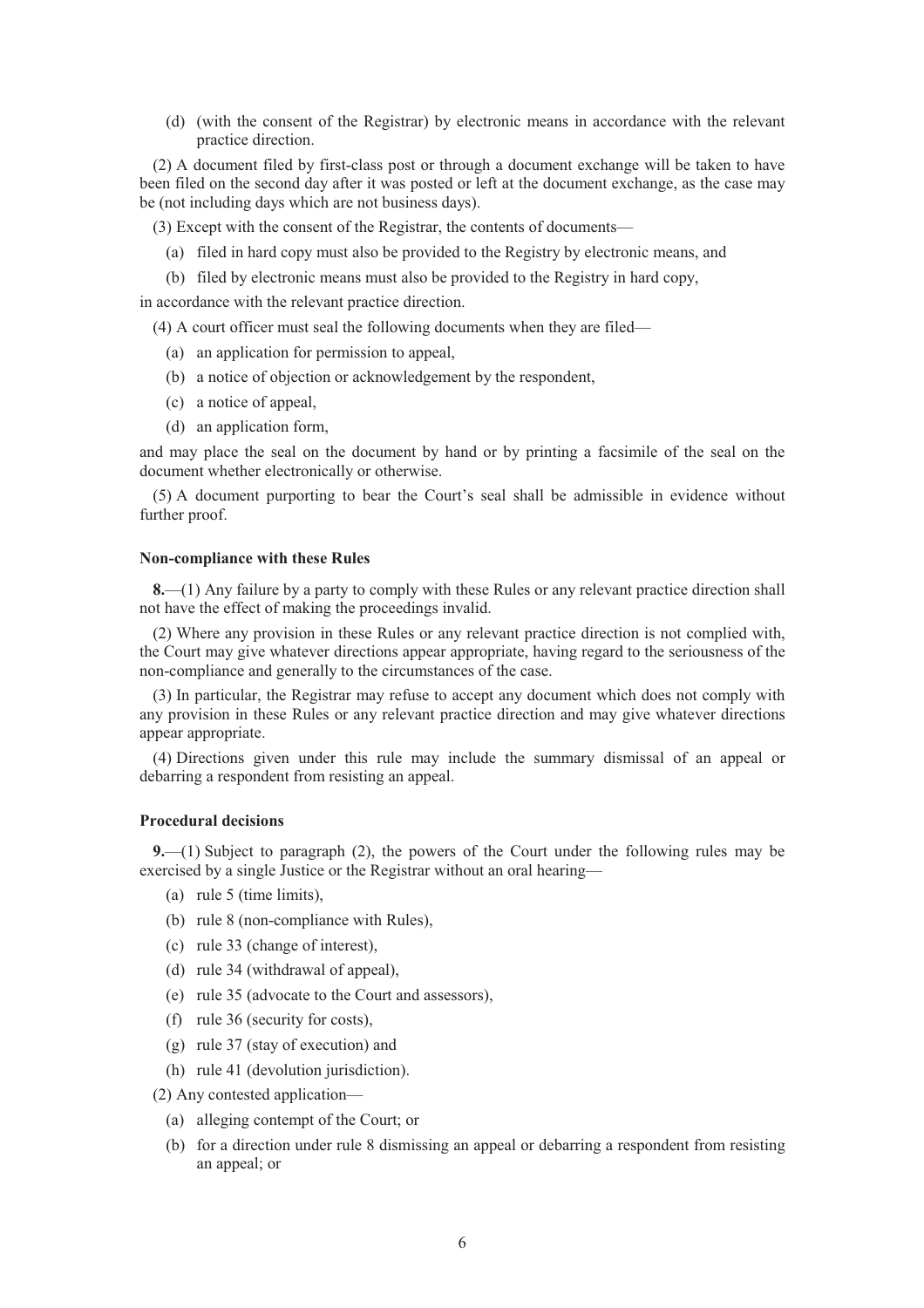(d) (with the consent of the Registrar) by electronic means in accordance with the relevant practice direction.

(2) A document filed by first-class post or through a document exchange will be taken to have been filed on the second day after it was posted or left at the document exchange, as the case may be (not including days which are not business days).

(3) Except with the consent of the Registrar, the contents of documents—

(a) filed in hard copy must also be provided to the Registry by electronic means, and

(b) filed by electronic means must also be provided to the Registry in hard copy,

in accordance with the relevant practice direction.

(4) A court officer must seal the following documents when they are filed—

(a) an application for permission to appeal,

(b) a notice of objection or acknowledgement by the respondent,

(c) a notice of appeal,

(d) an application form,

and may place the seal on the document by hand or by printing a facsimile of the seal on the document whether electronically or otherwise.

(5) A document purporting to bear the Court's seal shall be admissible in evidence without further proof.

**Non-compliance with these Rules**

**8.**—(1) Any failure by a party to comply with these Rules or any relevant practice direction shall not have the effect of making the proceedings invalid.

(2) Where any provision in these Rules or any relevant practice direction is not complied with, the Court may give whatever directions appear appropriate, having regard to the seriousness of the non-compliance and generally to the circumstances of the case.

(3) In particular, the Registrar may refuse to accept any document which does not comply with any provision in these Rules or any relevant practice direction and may give whatever directions appear appropriate.

(4) Directions given under this rule may include the summary dismissal of an appeal or debarring a respondent from resisting an appeal.

**Procedural decisions**

**9.**—(1) Subject to paragraph (2), the powers of the Court under the following rules may be exercised by a single Justice or the Registrar without an oral hearing—

(a) rule 5 (time limits),

(b) rule 8 (non-compliance with Rules),

(c) rule 33 (change of interest),

(d) rule 34 (withdrawal of appeal),

(e) rule 35 (advocate to the Court and assessors),

(f) rule 36 (security for costs),

(g) rule 37 (stay of execution) and

(h) rule 41 (devolution jurisdiction).

(2) Any contested application—

(a) alleging contempt of the Court; or

(b) for a direction under rule 8 dismissing an appeal or debarring a respondent from resisting an appeal; or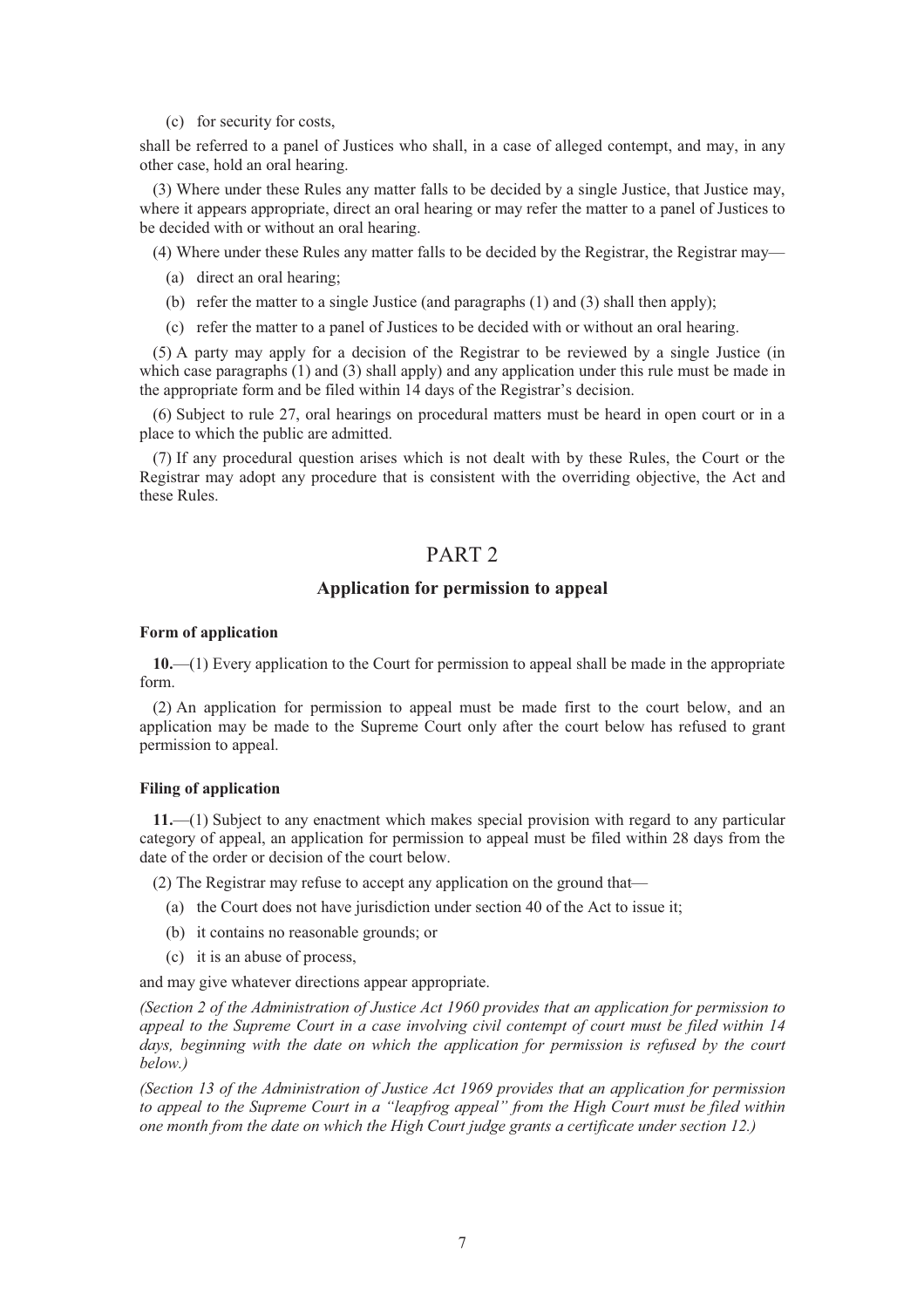(c) for security for costs,

shall be referred to a panel of Justices who shall, in a case of alleged contempt, and may, in any other case, hold an oral hearing.

(3) Where under these Rules any matter falls to be decided by a single Justice, that Justice may, where it appears appropriate, direct an oral hearing or may refer the matter to a panel of Justices to be decided with or without an oral hearing.

(4) Where under these Rules any matter falls to be decided by the Registrar, the Registrar may—

(a) direct an oral hearing;

(b) refer the matter to a single Justice (and paragraphs (1) and (3) shall then apply);

(c) refer the matter to a panel of Justices to be decided with or without an oral hearing.

(5) A party may apply for a decision of the Registrar to be reviewed by a single Justice (in which case paragraphs (1) and (3) shall apply) and any application under this rule must be made in the appropriate form and be filed within 14 days of the Registrar's decision.

(6) Subject to rule 27, oral hearings on procedural matters must be heard in open court or in a place to which the public are admitted.

(7) If any procedural question arises which is not dealt with by these Rules, the Court or the Registrar may adopt any procedure that is consistent with the overriding objective, the Act and these Rules.

## PART 2

### Application for permission to appeal

**Form of application**

**10.**—(1) Every application to the Court for permission to appeal shall be made in the appropriate form.

(2) An application for permission to appeal must be made first to the court below, and an application may be made to the Supreme Court only after the court below has refused to grant permission to appeal.

**Filing of application**

**11.**—(1) Subject to any enactment which makes special provision with regard to any particular category of appeal, an application for permission to appeal must be filed within 28 days from the date of the order or decision of the court below.

(2) The Registrar may refuse to accept any application on the ground that—

(a) the Court does not have jurisdiction under section 40 of the Act to issue it;

(b) it contains no reasonable grounds; or

(c) it is an abuse of process,

and may give whatever directions appear appropriate.

*(Section 2 of the Administration of Justice Act 1960 provides that an application for permission to appeal to the Supreme Court in a case involving civil contempt of court must be filed within 14 days, beginning with the date on which the application for permission is refused by the court below.)*

*(Section 13 of the Administration of Justice Act 1969 provides that an application for permission to appeal to the Supreme Court in a "leapfrog appeal" from the High Court must be filed within one month from the date on which the High Court judge grants a certificate under section 12.)*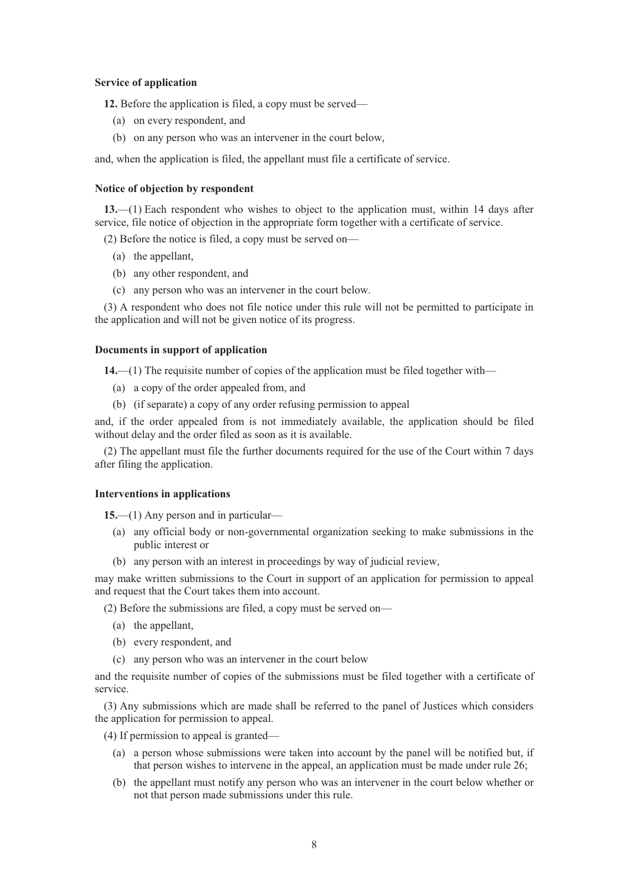**Service of application**

**12.** Before the application is filed, a copy must be served—

(a) on every respondent, and

(b) on any person who was an intervener in the court below,

and, when the application is filed, the appellant must file a certificate of service.

**Notice of objection by respondent**

**13.**—(1) Each respondent who wishes to object to the application must, within 14 days after service, file notice of objection in the appropriate form together with a certificate of service.

(2) Before the notice is filed, a copy must be served on—

(a) the appellant,

(b) any other respondent, and

(c) any person who was an intervener in the court below.

(3) A respondent who does not file notice under this rule will not be permitted to participate in the application and will not be given notice of its progress.

**Documents in support of application**

**14.**—(1) The requisite number of copies of the application must be filed together with—

(a) a copy of the order appealed from, and

(b) (if separate) a copy of any order refusing permission to appeal

and, if the order appealed from is not immediately available, the application should be filed without delay and the order filed as soon as it is available.

(2) The appellant must file the further documents required for the use of the Court within 7 days after filing the application.

**Interventions in applications**

**15.**—(1) Any person and in particular—

(a) any official body or non-governmental organization seeking to make submissions in the public interest or

(b) any person with an interest in proceedings by way of judicial review,

may make written submissions to the Court in support of an application for permission to appeal and request that the Court takes them into account.

(2) Before the submissions are filed, a copy must be served on—

(a) the appellant,

(b) every respondent, and

(c) any person who was an intervener in the court below

and the requisite number of copies of the submissions must be filed together with a certificate of service.

(3) Any submissions which are made shall be referred to the panel of Justices which considers the application for permission to appeal.

(4) If permission to appeal is granted—

(a) a person whose submissions were taken into account by the panel will be notified but, if that person wishes to intervene in the appeal, an application must be made under rule 26;

(b) the appellant must notify any person who was an intervener in the court below whether or not that person made submissions under this rule.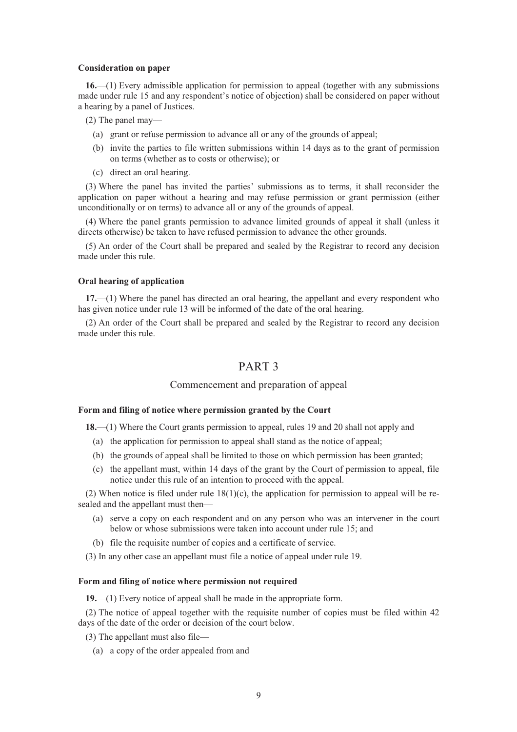**Consideration on paper**

**16.**—(1) Every admissible application for permission to appeal (together with any submissions made under rule 15 and any respondent's notice of objection) shall be considered on paper without a hearing by a panel of Justices.

(2) The panel may—

- (a) grant or refuse permission to advance all or any of the grounds of appeal;
- (b) invite the parties to file written submissions within 14 days as to the grant of permission on terms (whether as to costs or otherwise); or
- (c) direct an oral hearing.

(3) Where the panel has invited the parties' submissions as to terms, it shall reconsider the application on paper without a hearing and may refuse permission or grant permission (either unconditionally or on terms) to advance all or any of the grounds of appeal.

(4) Where the panel grants permission to advance limited grounds of appeal it shall (unless it directs otherwise) be taken to have refused permission to advance the other grounds.

(5) An order of the Court shall be prepared and sealed by the Registrar to record any decision made under this rule.

**Oral hearing of application**

**17.**—(1) Where the panel has directed an oral hearing, the appellant and every respondent who has given notice under rule 13 will be informed of the date of the oral hearing.

(2) An order of the Court shall be prepared and sealed by the Registrar to record any decision made under this rule.

# PART 3

## Commencement and preparation of appeal

**Form and filing of notice where permission granted by the Court**

**18.**—(1) Where the Court grants permission to appeal, rules 19 and 20 shall not apply and

- (a) the application for permission to appeal shall stand as the notice of appeal;
- (b) the grounds of appeal shall be limited to those on which permission has been granted;
- (c) the appellant must, within 14 days of the grant by the Court of permission to appeal, file notice under this rule of an intention to proceed with the appeal.

(2) When notice is filed under rule 18(1)(c), the application for permission to appeal will be re-sealed and the appellant must then—

- (a) serve a copy on each respondent and on any person who was an intervener in the court below or whose submissions were taken into account under rule 15; and
- (b) file the requisite number of copies and a certificate of service.

(3) In any other case an appellant must file a notice of appeal under rule 19.

**Form and filing of notice where permission not required**

**19.**—(1) Every notice of appeal shall be made in the appropriate form.

(2) The notice of appeal together with the requisite number of copies must be filed within 42 days of the date of the order or decision of the court below.

(3) The appellant must also file—

- (a) a copy of the order appealed from and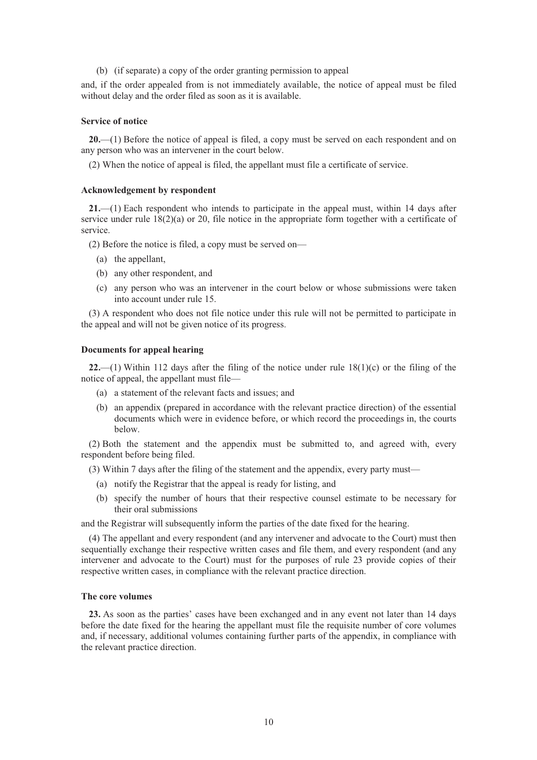(b) (if separate) a copy of the order granting permission to appeal

and, if the order appealed from is not immediately available, the notice of appeal must be filed without delay and the order filed as soon as it is available.

**Service of notice**

**20.**—(1) Before the notice of appeal is filed, a copy must be served on each respondent and on any person who was an intervener in the court below.

(2) When the notice of appeal is filed, the appellant must file a certificate of service.

**Acknowledgement by respondent**

**21.**—(1) Each respondent who intends to participate in the appeal must, within 14 days after service under rule 18(2)(a) or 20, file notice in the appropriate form together with a certificate of service.

(2) Before the notice is filed, a copy must be served on—

(a) the appellant,

(b) any other respondent, and

(c) any person who was an intervener in the court below or whose submissions were taken into account under rule 15.

(3) A respondent who does not file notice under this rule will not be permitted to participate in the appeal and will not be given notice of its progress.

**Documents for appeal hearing**

**22.**—(1) Within 112 days after the filing of the notice under rule 18(1)(c) or the filing of the notice of appeal, the appellant must file—

(a) a statement of the relevant facts and issues; and

(b) an appendix (prepared in accordance with the relevant practice direction) of the essential documents which were in evidence before, or which record the proceedings in, the courts below.

(2) Both the statement and the appendix must be submitted to, and agreed with, every respondent before being filed.

(3) Within 7 days after the filing of the statement and the appendix, every party must—

(a) notify the Registrar that the appeal is ready for listing, and

(b) specify the number of hours that their respective counsel estimate to be necessary for their oral submissions

and the Registrar will subsequently inform the parties of the date fixed for the hearing.

(4) The appellant and every respondent (and any intervener and advocate to the Court) must then sequentially exchange their respective written cases and file them, and every respondent (and any intervener and advocate to the Court) must for the purposes of rule 23 provide copies of their respective written cases, in compliance with the relevant practice direction.

**The core volumes**

**23.** As soon as the parties' cases have been exchanged and in any event not later than 14 days before the date fixed for the hearing the appellant must file the requisite number of core volumes and, if necessary, additional volumes containing further parts of the appendix, in compliance with the relevant practice direction.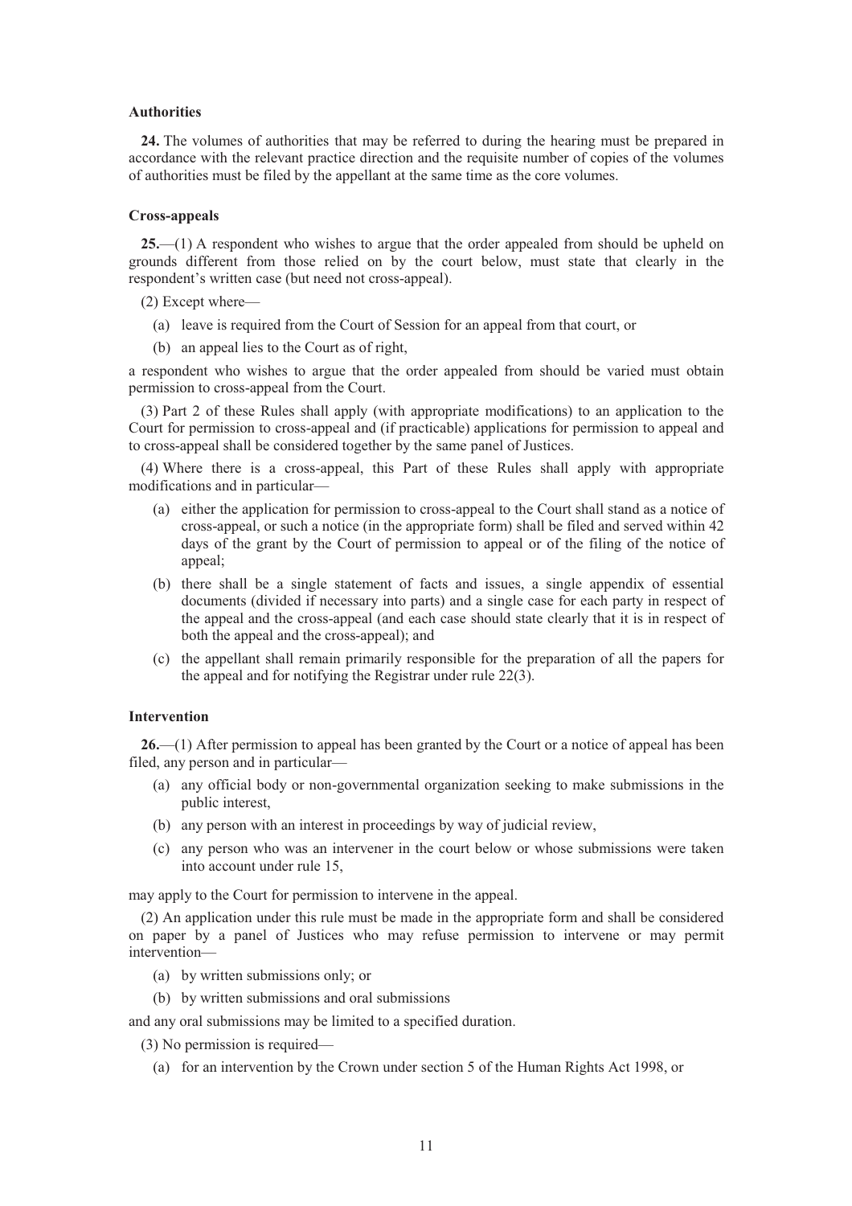**Authorities**

**24.** The volumes of authorities that may be referred to during the hearing must be prepared in accordance with the relevant practice direction and the requisite number of copies of the volumes of authorities must be filed by the appellant at the same time as the core volumes.

**Cross-appeals**

**25.**—(1) A respondent who wishes to argue that the order appealed from should be upheld on grounds different from those relied on by the court below, must state that clearly in the respondent's written case (but need not cross-appeal).

(2) Except where—

- (a) leave is required from the Court of Session for an appeal from that court, or
- (b) an appeal lies to the Court as of right,

a respondent who wishes to argue that the order appealed from should be varied must obtain permission to cross-appeal from the Court.

(3) Part 2 of these Rules shall apply (with appropriate modifications) to an application to the Court for permission to cross-appeal and (if practicable) applications for permission to appeal and to cross-appeal shall be considered together by the same panel of Justices.

(4) Where there is a cross-appeal, this Part of these Rules shall apply with appropriate modifications and in particular—

- (a) either the application for permission to cross-appeal to the Court shall stand as a notice of cross-appeal, or such a notice (in the appropriate form) shall be filed and served within 42 days of the grant by the Court of permission to appeal or of the filing of the notice of appeal;
- (b) there shall be a single statement of facts and issues, a single appendix of essential documents (divided if necessary into parts) and a single case for each party in respect of the appeal and the cross-appeal (and each case should state clearly that it is in respect of both the appeal and the cross-appeal); and
- (c) the appellant shall remain primarily responsible for the preparation of all the papers for the appeal and for notifying the Registrar under rule 22(3).

**Intervention**

**26.**—(1) After permission to appeal has been granted by the Court or a notice of appeal has been filed, any person and in particular—

- (a) any official body or non-governmental organization seeking to make submissions in the public interest,
- (b) any person with an interest in proceedings by way of judicial review,
- (c) any person who was an intervener in the court below or whose submissions were taken into account under rule 15,

may apply to the Court for permission to intervene in the appeal.

(2) An application under this rule must be made in the appropriate form and shall be considered on paper by a panel of Justices who may refuse permission to intervene or may permit intervention—

- (a) by written submissions only; or
- (b) by written submissions and oral submissions

and any oral submissions may be limited to a specified duration.

(3) No permission is required—

- (a) for an intervention by the Crown under section 5 of the Human Rights Act 1998, or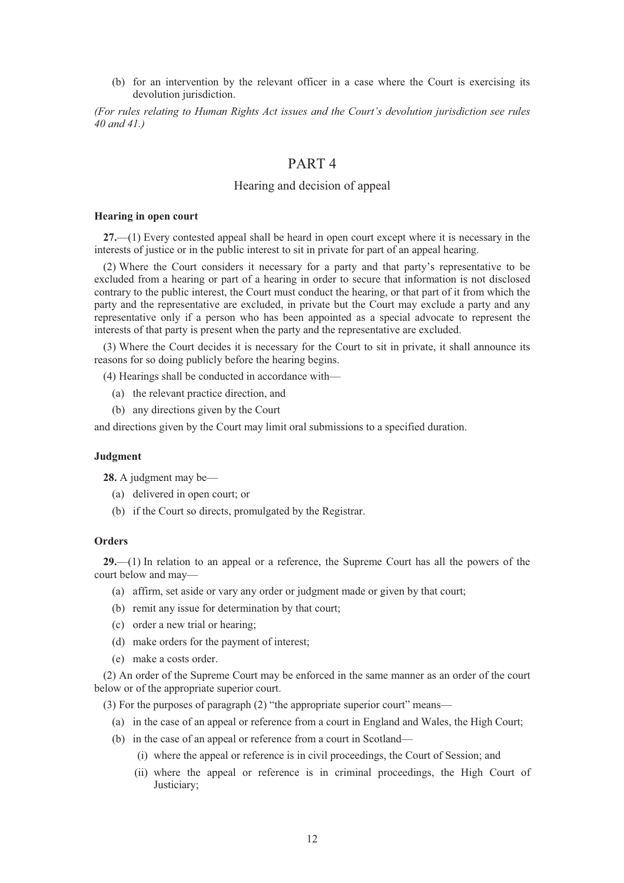(b) for an intervention by the relevant officer in a case where the Court is exercising its devolution jurisdiction.

*(For rules relating to Human Rights Act issues and the Court's devolution jurisdiction see rules 40 and 41.)*

# PART 4

## Hearing and decision of appeal

**Hearing in open court**

**27.**—(1) Every contested appeal shall be heard in open court except where it is necessary in the interests of justice or in the public interest to sit in private for part of an appeal hearing.

(2) Where the Court considers it necessary for a party and that party's representative to be excluded from a hearing or part of a hearing in order to secure that information is not disclosed contrary to the public interest, the Court must conduct the hearing, or that part of it from which the party and the representative are excluded, in private but the Court may exclude a party and any representative only if a person who has been appointed as a special advocate to represent the interests of that party is present when the party and the representative are excluded.

(3) Where the Court decides it is necessary for the Court to sit in private, it shall announce its reasons for so doing publicly before the hearing begins.

(4) Hearings shall be conducted in accordance with—

(a) the relevant practice direction, and

(b) any directions given by the Court

and directions given by the Court may limit oral submissions to a specified duration.

**Judgment**

**28.** A judgment may be—

(a) delivered in open court; or

(b) if the Court so directs, promulgated by the Registrar.

**Orders**

**29.**—(1) In relation to an appeal or a reference, the Supreme Court has all the powers of the court below and may—

(a) affirm, set aside or vary any order or judgment made or given by that court;

(b) remit any issue for determination by that court;

(c) order a new trial or hearing;

(d) make orders for the payment of interest;

(e) make a costs order.

(2) An order of the Supreme Court may be enforced in the same manner as an order of the court below or of the appropriate superior court.

(3) For the purposes of paragraph (2) "the appropriate superior court" means—

(a) in the case of an appeal or reference from a court in England and Wales, the High Court;

(b) in the case of an appeal or reference from a court in Scotland—

(i) where the appeal or reference is in civil proceedings, the Court of Session; and

(ii) where the appeal or reference is in criminal proceedings, the High Court of Justiciary;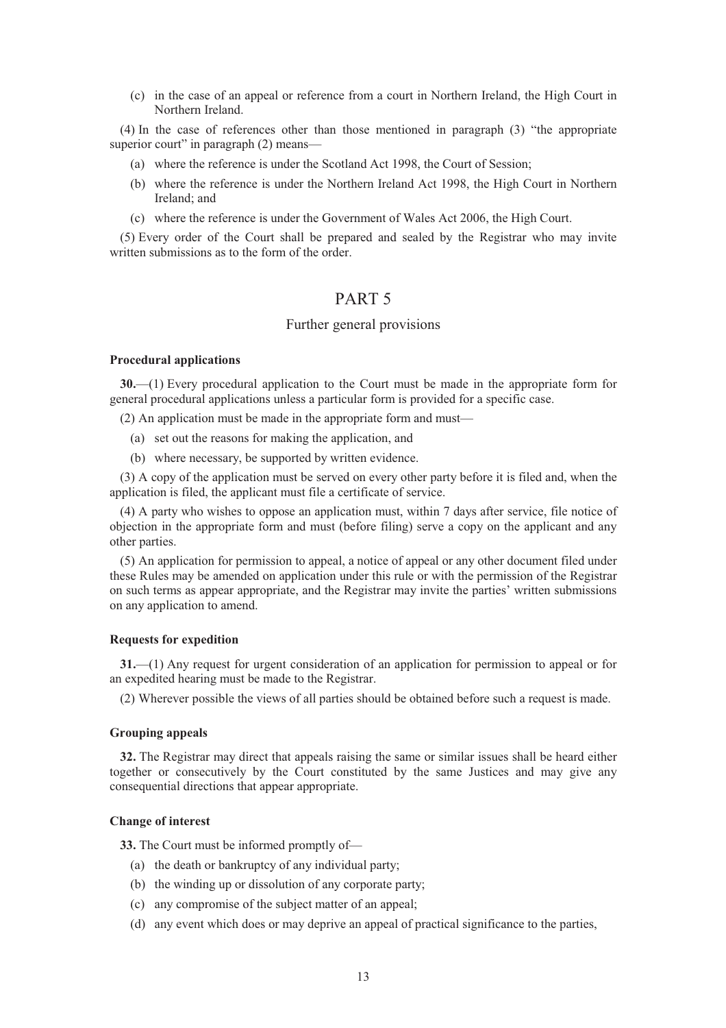(c) in the case of an appeal or reference from a court in Northern Ireland, the High Court in Northern Ireland.

(4) In the case of references other than those mentioned in paragraph (3) "the appropriate superior court" in paragraph (2) means—

(a) where the reference is under the Scotland Act 1998, the Court of Session;

(b) where the reference is under the Northern Ireland Act 1998, the High Court in Northern Ireland; and

(c) where the reference is under the Government of Wales Act 2006, the High Court.

(5) Every order of the Court shall be prepared and sealed by the Registrar who may invite written submissions as to the form of the order.

# PART 5

## Further general provisions

### Procedural applications

**30.**—(1) Every procedural application to the Court must be made in the appropriate form for general procedural applications unless a particular form is provided for a specific case.

(2) An application must be made in the appropriate form and must—

(a) set out the reasons for making the application, and

(b) where necessary, be supported by written evidence.

(3) A copy of the application must be served on every other party before it is filed and, when the application is filed, the applicant must file a certificate of service.

(4) A party who wishes to oppose an application must, within 7 days after service, file notice of objection in the appropriate form and must (before filing) serve a copy on the applicant and any other parties.

(5) An application for permission to appeal, a notice of appeal or any other document filed under these Rules may be amended on application under this rule or with the permission of the Registrar on such terms as appear appropriate, and the Registrar may invite the parties' written submissions on any application to amend.

### Requests for expedition

**31.**—(1) Any request for urgent consideration of an application for permission to appeal or for an expedited hearing must be made to the Registrar.

(2) Wherever possible the views of all parties should be obtained before such a request is made.

### Grouping appeals

**32.** The Registrar may direct that appeals raising the same or similar issues shall be heard either together or consecutively by the Court constituted by the same Justices and may give any consequential directions that appear appropriate.

### Change of interest

**33.** The Court must be informed promptly of—

(a) the death or bankruptcy of any individual party;

(b) the winding up or dissolution of any corporate party;

(c) any compromise of the subject matter of an appeal;

(d) any event which does or may deprive an appeal of practical significance to the parties,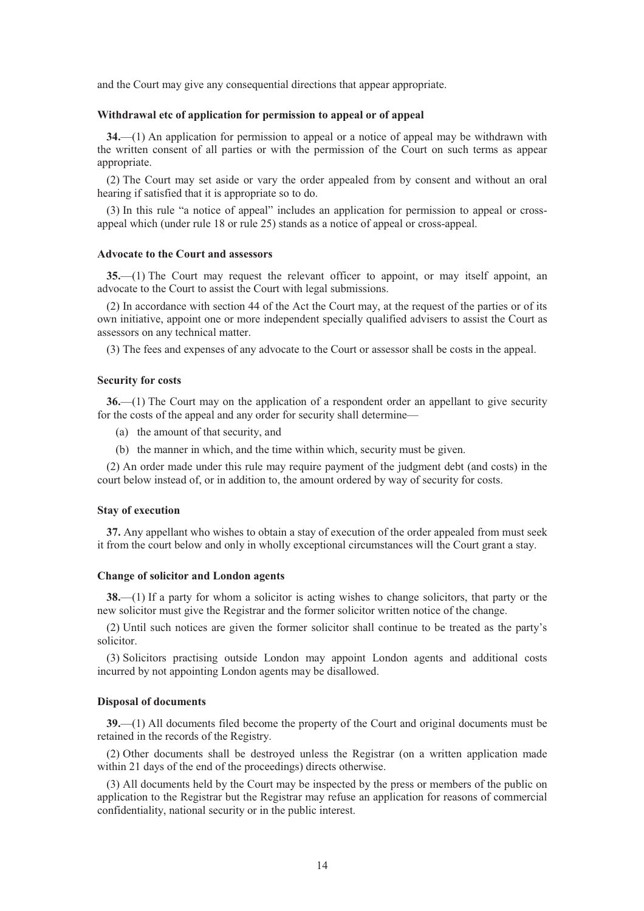and the Court may give any consequential directions that appear appropriate.

### Withdrawal etc of application for permission to appeal or of appeal

**34.**—(1) An application for permission to appeal or a notice of appeal may be withdrawn with the written consent of all parties or with the permission of the Court on such terms as appear appropriate.

(2) The Court may set aside or vary the order appealed from by consent and without an oral hearing if satisfied that it is appropriate so to do.

(3) In this rule "a notice of appeal" includes an application for permission to appeal or cross-appeal which (under rule 18 or rule 25) stands as a notice of appeal or cross-appeal.

### Advocate to the Court and assessors

**35.**—(1) The Court may request the relevant officer to appoint, or may itself appoint, an advocate to the Court to assist the Court with legal submissions.

(2) In accordance with section 44 of the Act the Court may, at the request of the parties or of its own initiative, appoint one or more independent specially qualified advisers to assist the Court as assessors on any technical matter.

(3) The fees and expenses of any advocate to the Court or assessor shall be costs in the appeal.

### Security for costs

**36.**—(1) The Court may on the application of a respondent order an appellant to give security for the costs of the appeal and any order for security shall determine—

(a) the amount of that security, and

(b) the manner in which, and the time within which, security must be given.

(2) An order made under this rule may require payment of the judgment debt (and costs) in the court below instead of, or in addition to, the amount ordered by way of security for costs.

### Stay of execution

**37.** Any appellant who wishes to obtain a stay of execution of the order appealed from must seek it from the court below and only in wholly exceptional circumstances will the Court grant a stay.

### Change of solicitor and London agents

**38.**—(1) If a party for whom a solicitor is acting wishes to change solicitors, that party or the new solicitor must give the Registrar and the former solicitor written notice of the change.

(2) Until such notices are given the former solicitor shall continue to be treated as the party's solicitor.

(3) Solicitors practising outside London may appoint London agents and additional costs incurred by not appointing London agents may be disallowed.

### Disposal of documents

**39.**—(1) All documents filed become the property of the Court and original documents must be retained in the records of the Registry.

(2) Other documents shall be destroyed unless the Registrar (on a written application made within 21 days of the end of the proceedings) directs otherwise.

(3) All documents held by the Court may be inspected by the press or members of the public on application to the Registrar but the Registrar may refuse an application for reasons of commercial confidentiality, national security or in the public interest.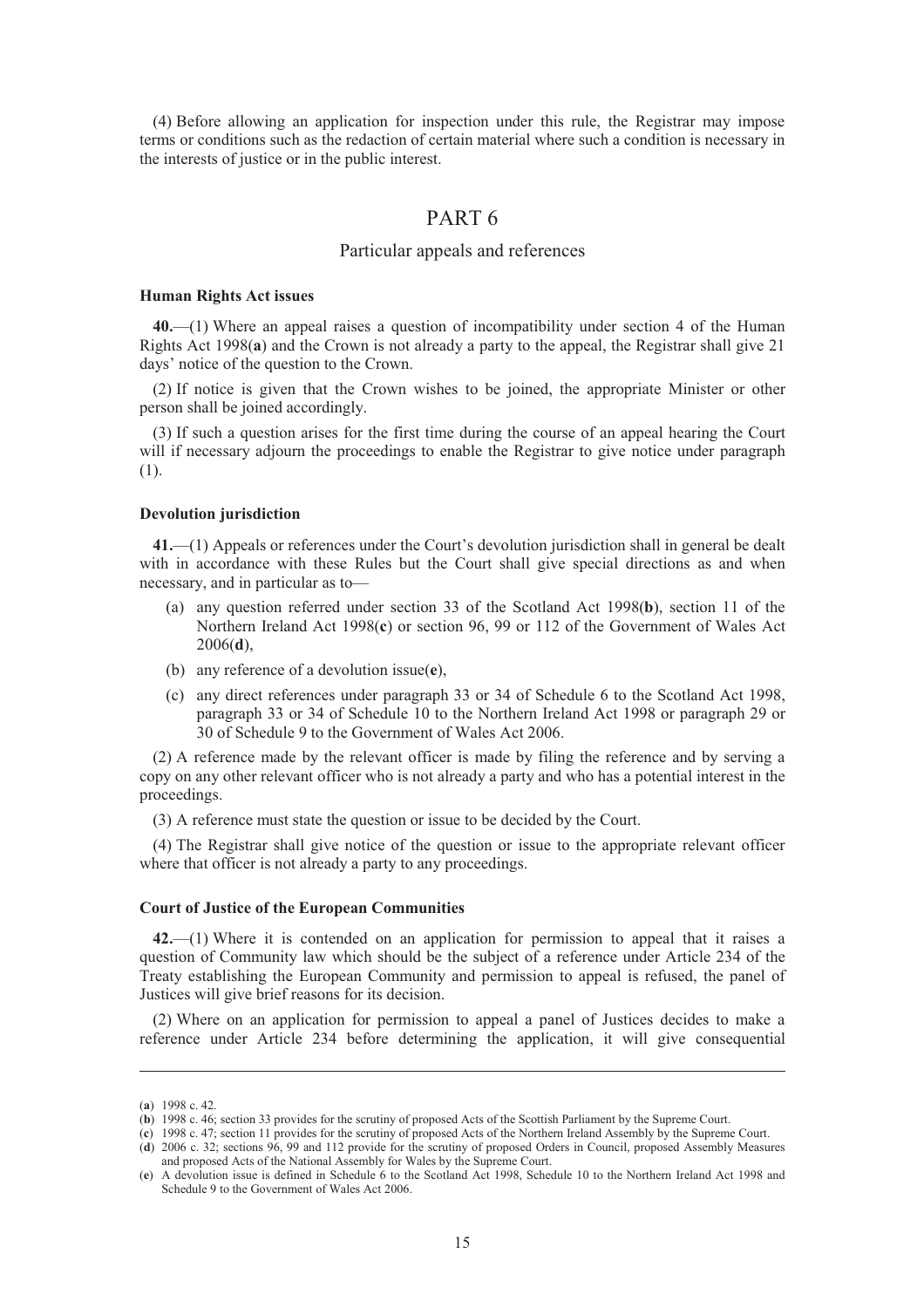(4) Before allowing an application for inspection under this rule, the Registrar may impose terms or conditions such as the redaction of certain material where such a condition is necessary in the interests of justice or in the public interest.

# PART 6

## Particular appeals and references

### Human Rights Act issues

**40.**—(1) Where an appeal raises a question of incompatibility under section 4 of the Human Rights Act 1998([a]) and the Crown is not already a party to the appeal, the Registrar shall give 21 days' notice of the question to the Crown.

(2) If notice is given that the Crown wishes to be joined, the appropriate Minister or other person shall be joined accordingly.

(3) If such a question arises for the first time during the course of an appeal hearing the Court will if necessary adjourn the proceedings to enable the Registrar to give notice under paragraph (1).

### Devolution jurisdiction

**41.**—(1) Appeals or references under the Court's devolution jurisdiction shall in general be dealt with in accordance with these Rules but the Court shall give special directions as and when necessary, and in particular as to—

- (a) any question referred under section 33 of the Scotland Act 1998([b]), section 11 of the Northern Ireland Act 1998([c]) or section 96, 99 or 112 of the Government of Wales Act 2006([d]),
- (b) any reference of a devolution issue([e]),
- (c) any direct references under paragraph 33 or 34 of Schedule 6 to the Scotland Act 1998, paragraph 33 or 34 of Schedule 10 to the Northern Ireland Act 1998 or paragraph 29 or 30 of Schedule 9 to the Government of Wales Act 2006.

(2) A reference made by the relevant officer is made by filing the reference and by serving a copy on any other relevant officer who is not already a party and who has a potential interest in the proceedings.

(3) A reference must state the question or issue to be decided by the Court.

(4) The Registrar shall give notice of the question or issue to the appropriate relevant officer where that officer is not already a party to any proceedings.

### Court of Justice of the European Communities

**42.**—(1) Where it is contended on an application for permission to appeal that it raises a question of Community law which should be the subject of a reference under Article 234 of the Treaty establishing the European Community and permission to appeal is refused, the panel of Justices will give brief reasons for its decision.

(2) Where on an application for permission to appeal a panel of Justices decides to make a reference under Article 234 before determining the application, it will give consequential

---

([a]) 1998 c. 42.

([b]) 1998 c. 46; section 33 provides for the scrutiny of proposed Acts of the Scottish Parliament by the Supreme Court.

([c]) 1998 c. 47; section 11 provides for the scrutiny of proposed Acts of the Northern Ireland Assembly by the Supreme Court.

([d]) 2006 c. 32; sections 96, 99 and 112 provide for the scrutiny of proposed Orders in Council, proposed Assembly Measures and proposed Acts of the National Assembly for Wales by the Supreme Court.

([e]) A devolution issue is defined in Schedule 6 to the Scotland Act 1998, Schedule 10 to the Northern Ireland Act 1998 and Schedule 9 to the Government of Wales Act 2006.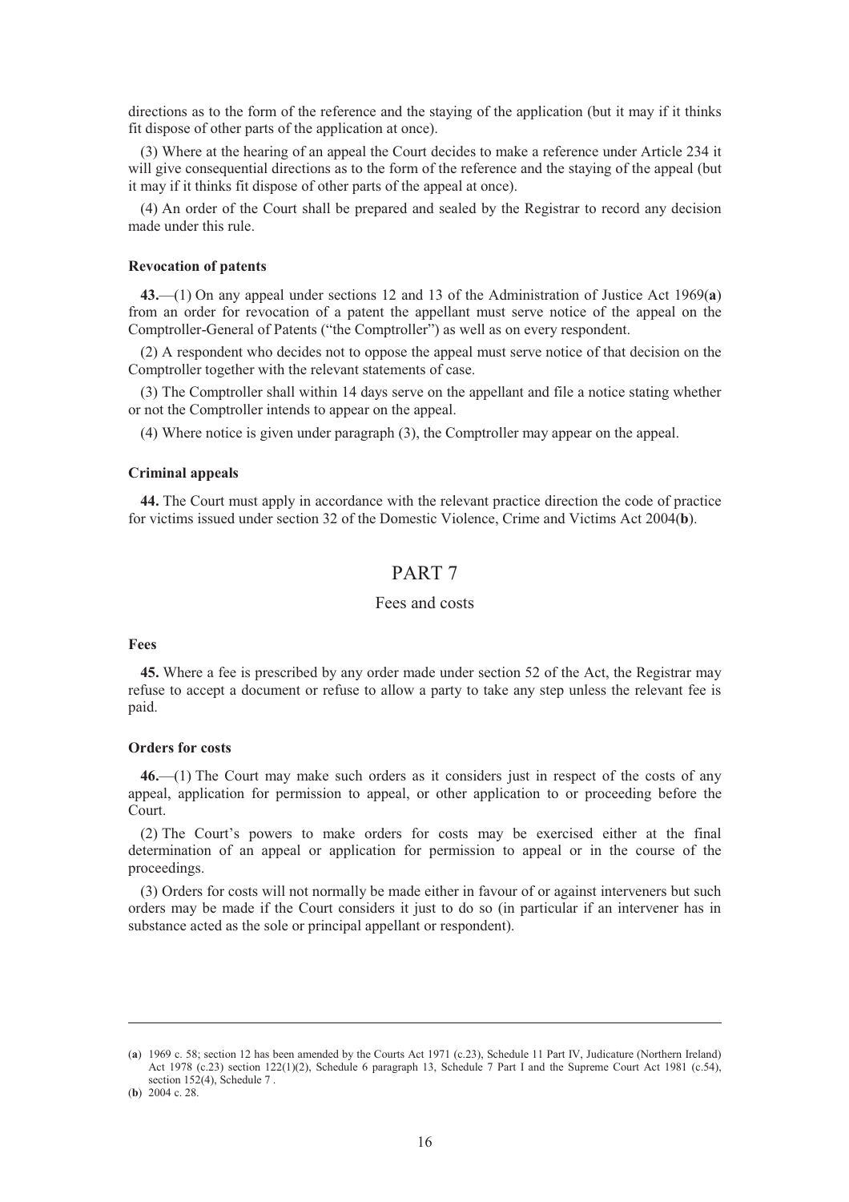directions as to the form of the reference and the staying of the application (but it may if it thinks fit dispose of other parts of the application at once).

(3) Where at the hearing of an appeal the Court decides to make a reference under Article 234 it will give consequential directions as to the form of the reference and the staying of the appeal (but it may if it thinks fit dispose of other parts of the appeal at once).

(4) An order of the Court shall be prepared and sealed by the Registrar to record any decision made under this rule.

#### Revocation of patents

**43.**—(1) On any appeal under sections 12 and 13 of the Administration of Justice Act 1969(**a**) from an order for revocation of a patent the appellant must serve notice of the appeal on the Comptroller-General of Patents ("the Comptroller") as well as on every respondent.

(2) A respondent who decides not to oppose the appeal must serve notice of that decision on the Comptroller together with the relevant statements of case.

(3) The Comptroller shall within 14 days serve on the appellant and file a notice stating whether or not the Comptroller intends to appear on the appeal.

(4) Where notice is given under paragraph (3), the Comptroller may appear on the appeal.

#### Criminal appeals

**44.** The Court must apply in accordance with the relevant practice direction the code of practice for victims issued under section 32 of the Domestic Violence, Crime and Victims Act 2004(**b**).

## PART 7

### Fees and costs

#### Fees

**45.** Where a fee is prescribed by any order made under section 52 of the Act, the Registrar may refuse to accept a document or refuse to allow a party to take any step unless the relevant fee is paid.

#### Orders for costs

**46.**—(1) The Court may make such orders as it considers just in respect of the costs of any appeal, application for permission to appeal, or other application to or proceeding before the Court.

(2) The Court's powers to make orders for costs may be exercised either at the final determination of an appeal or application for permission to appeal or in the course of the proceedings.

(3) Orders for costs will not normally be made either in favour of or against interveners but such orders may be made if the Court considers it just to do so (in particular if an intervener has in substance acted as the sole or principal appellant or respondent).

---

(**a**) 1969 c. 58; section 12 has been amended by the Courts Act 1971 (c.23), Schedule 11 Part IV, Judicature (Northern Ireland) Act 1978 (c.23) section 122(1)(2), Schedule 6 paragraph 13, Schedule 7 Part I and the Supreme Court Act 1981 (c.54), section 152(4), Schedule 7 .

(**b**) 2004 c. 28.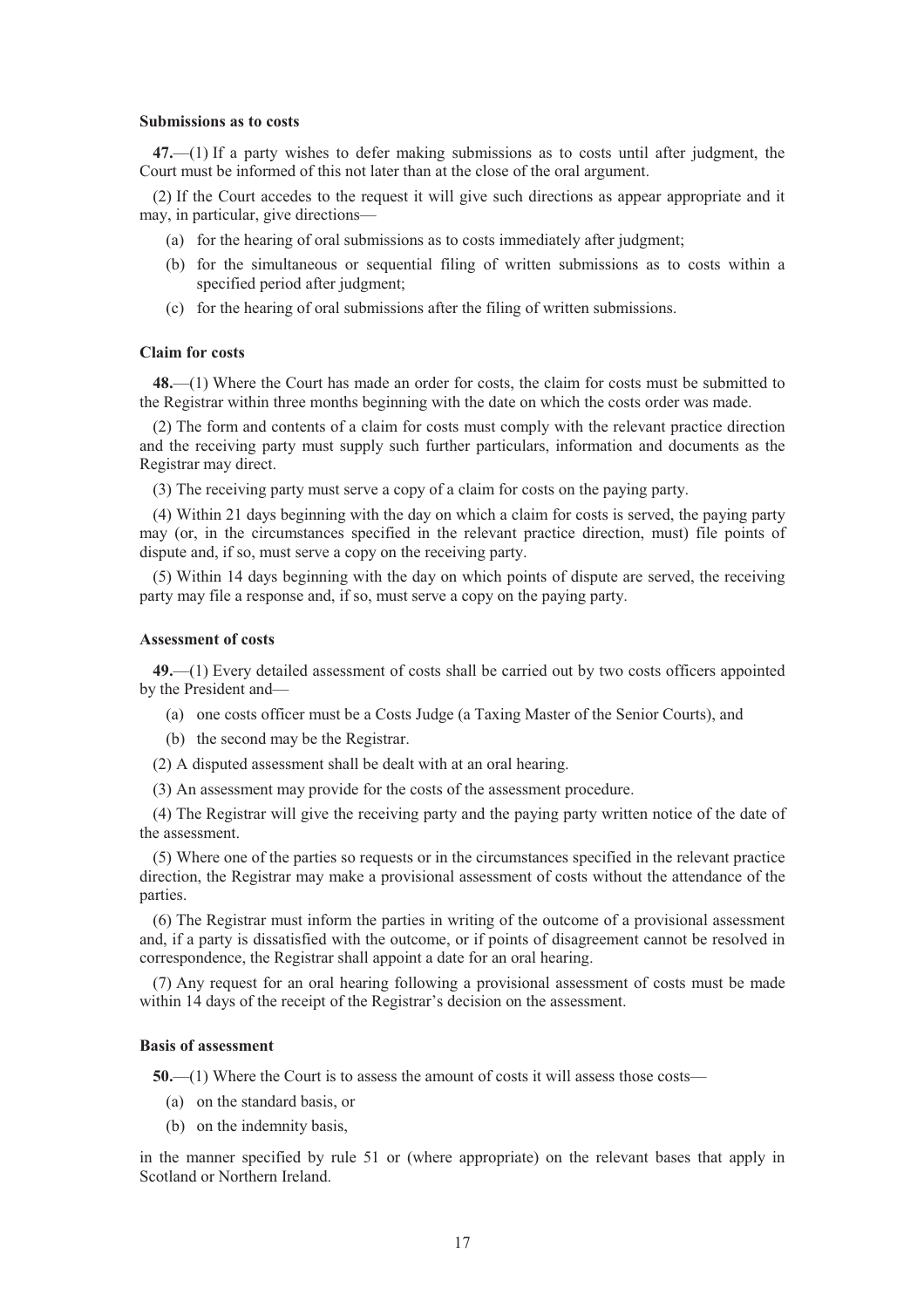**Submissions as to costs**

**47.**—(1) If a party wishes to defer making submissions as to costs until after judgment, the Court must be informed of this not later than at the close of the oral argument.

(2) If the Court accedes to the request it will give such directions as appear appropriate and it may, in particular, give directions—

- (a) for the hearing of oral submissions as to costs immediately after judgment;
- (b) for the simultaneous or sequential filing of written submissions as to costs within a specified period after judgment;
- (c) for the hearing of oral submissions after the filing of written submissions.

**Claim for costs**

**48.**—(1) Where the Court has made an order for costs, the claim for costs must be submitted to the Registrar within three months beginning with the date on which the costs order was made.

(2) The form and contents of a claim for costs must comply with the relevant practice direction and the receiving party must supply such further particulars, information and documents as the Registrar may direct.

(3) The receiving party must serve a copy of a claim for costs on the paying party.

(4) Within 21 days beginning with the day on which a claim for costs is served, the paying party may (or, in the circumstances specified in the relevant practice direction, must) file points of dispute and, if so, must serve a copy on the receiving party.

(5) Within 14 days beginning with the day on which points of dispute are served, the receiving party may file a response and, if so, must serve a copy on the paying party.

**Assessment of costs**

**49.**—(1) Every detailed assessment of costs shall be carried out by two costs officers appointed by the President and—

- (a) one costs officer must be a Costs Judge (a Taxing Master of the Senior Courts), and
- (b) the second may be the Registrar.

(2) A disputed assessment shall be dealt with at an oral hearing.

(3) An assessment may provide for the costs of the assessment procedure.

(4) The Registrar will give the receiving party and the paying party written notice of the date of the assessment.

(5) Where one of the parties so requests or in the circumstances specified in the relevant practice direction, the Registrar may make a provisional assessment of costs without the attendance of the parties.

(6) The Registrar must inform the parties in writing of the outcome of a provisional assessment and, if a party is dissatisfied with the outcome, or if points of disagreement cannot be resolved in correspondence, the Registrar shall appoint a date for an oral hearing.

(7) Any request for an oral hearing following a provisional assessment of costs must be made within 14 days of the receipt of the Registrar's decision on the assessment.

**Basis of assessment**

**50.**—(1) Where the Court is to assess the amount of costs it will assess those costs—

- (a) on the standard basis, or
- (b) on the indemnity basis,

in the manner specified by rule 51 or (where appropriate) on the relevant bases that apply in Scotland or Northern Ireland.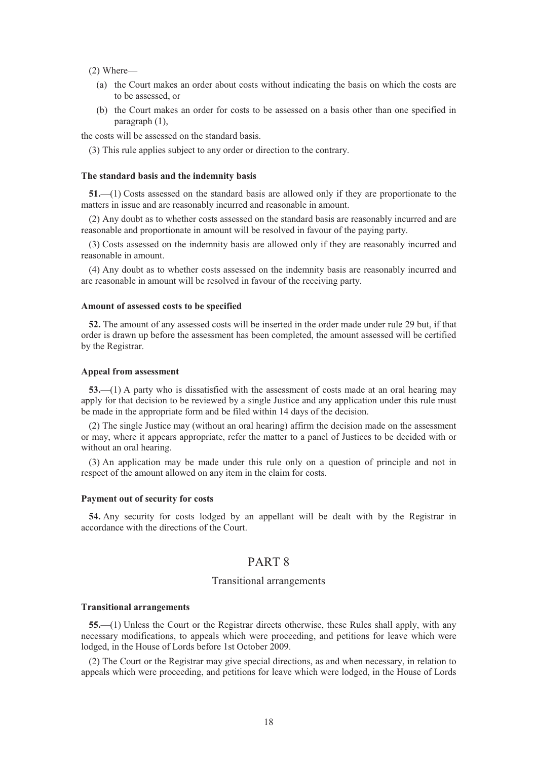(2) Where—

- (a) the Court makes an order about costs without indicating the basis on which the costs are to be assessed, or
- (b) the Court makes an order for costs to be assessed on a basis other than one specified in paragraph (1),

the costs will be assessed on the standard basis.

(3) This rule applies subject to any order or direction to the contrary.

**The standard basis and the indemnity basis**

**51.**—(1) Costs assessed on the standard basis are allowed only if they are proportionate to the matters in issue and are reasonably incurred and reasonable in amount.

(2) Any doubt as to whether costs assessed on the standard basis are reasonably incurred and are reasonable and proportionate in amount will be resolved in favour of the paying party.

(3) Costs assessed on the indemnity basis are allowed only if they are reasonably incurred and reasonable in amount.

(4) Any doubt as to whether costs assessed on the indemnity basis are reasonably incurred and are reasonable in amount will be resolved in favour of the receiving party.

**Amount of assessed costs to be specified**

**52.** The amount of any assessed costs will be inserted in the order made under rule 29 but, if that order is drawn up before the assessment has been completed, the amount assessed will be certified by the Registrar.

**Appeal from assessment**

**53.**—(1) A party who is dissatisfied with the assessment of costs made at an oral hearing may apply for that decision to be reviewed by a single Justice and any application under this rule must be made in the appropriate form and be filed within 14 days of the decision.

(2) The single Justice may (without an oral hearing) affirm the decision made on the assessment or may, where it appears appropriate, refer the matter to a panel of Justices to be decided with or without an oral hearing.

(3) An application may be made under this rule only on a question of principle and not in respect of the amount allowed on any item in the claim for costs.

**Payment out of security for costs**

**54.** Any security for costs lodged by an appellant will be dealt with by the Registrar in accordance with the directions of the Court.

# PART 8

## Transitional arrangements

**Transitional arrangements**

**55.**—(1) Unless the Court or the Registrar directs otherwise, these Rules shall apply, with any necessary modifications, to appeals which were proceeding, and petitions for leave which were lodged, in the House of Lords before 1st October 2009.

(2) The Court or the Registrar may give special directions, as and when necessary, in relation to appeals which were proceeding, and petitions for leave which were lodged, in the House of Lords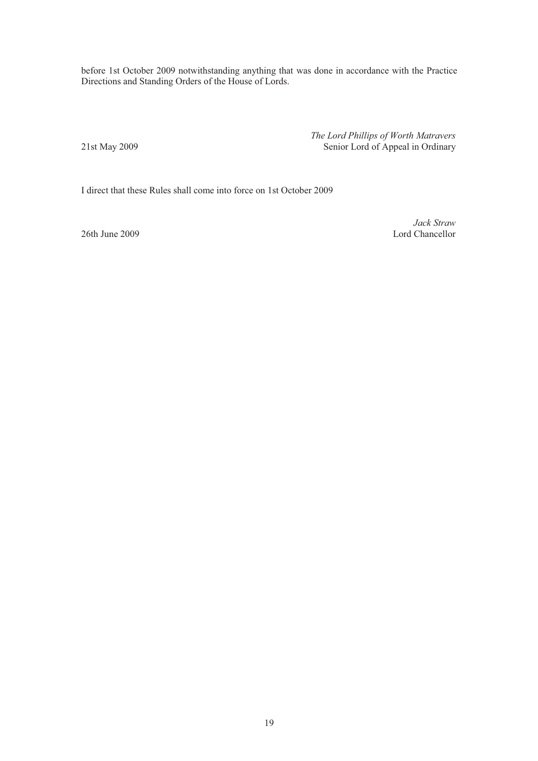before 1st October 2009 notwithstanding anything that was done in accordance with the Practice Directions and Standing Orders of the House of Lords.

21st May 2009

*The Lord Phillips of Worth Matravers*
Senior Lord of Appeal in Ordinary

I direct that these Rules shall come into force on 1st October 2009

26th June 2009

*Jack Straw*
Lord Chancellor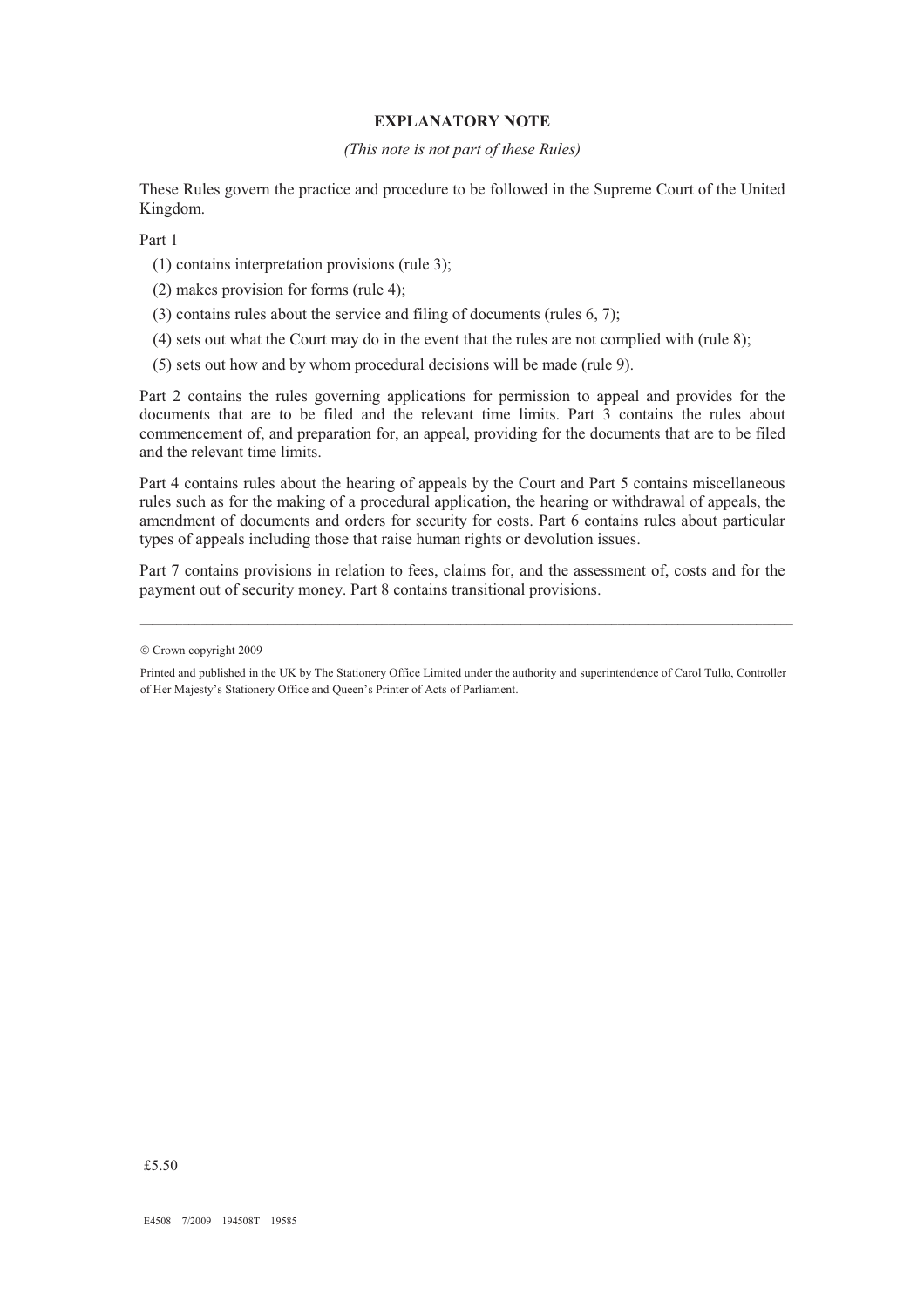**EXPLANATORY NOTE**

*(This note is not part of these Rules)*

These Rules govern the practice and procedure to be followed in the Supreme Court of the United Kingdom.

Part 1

(1) contains interpretation provisions (rule 3);

(2) makes provision for forms (rule 4);

(3) contains rules about the service and filing of documents (rules 6, 7);

(4) sets out what the Court may do in the event that the rules are not complied with (rule 8);

(5) sets out how and by whom procedural decisions will be made (rule 9).

Part 2 contains the rules governing applications for permission to appeal and provides for the documents that are to be filed and the relevant time limits. Part 3 contains the rules about commencement of, and preparation for, an appeal, providing for the documents that are to be filed and the relevant time limits.

Part 4 contains rules about the hearing of appeals by the Court and Part 5 contains miscellaneous rules such as for the making of a procedural application, the hearing or withdrawal of appeals, the amendment of documents and orders for security for costs. Part 6 contains rules about particular types of appeals including those that raise human rights or devolution issues.

Part 7 contains provisions in relation to fees, claims for, and the assessment of, costs and for the payment out of security money. Part 8 contains transitional provisions.

---

© Crown copyright 2009

Printed and published in the UK by The Stationery Office Limited under the authority and superintendence of Carol Tullo, Controller of Her Majesty's Stationery Office and Queen's Printer of Acts of Parliament.

£5.50

E4508 7/2009 194508T 19585